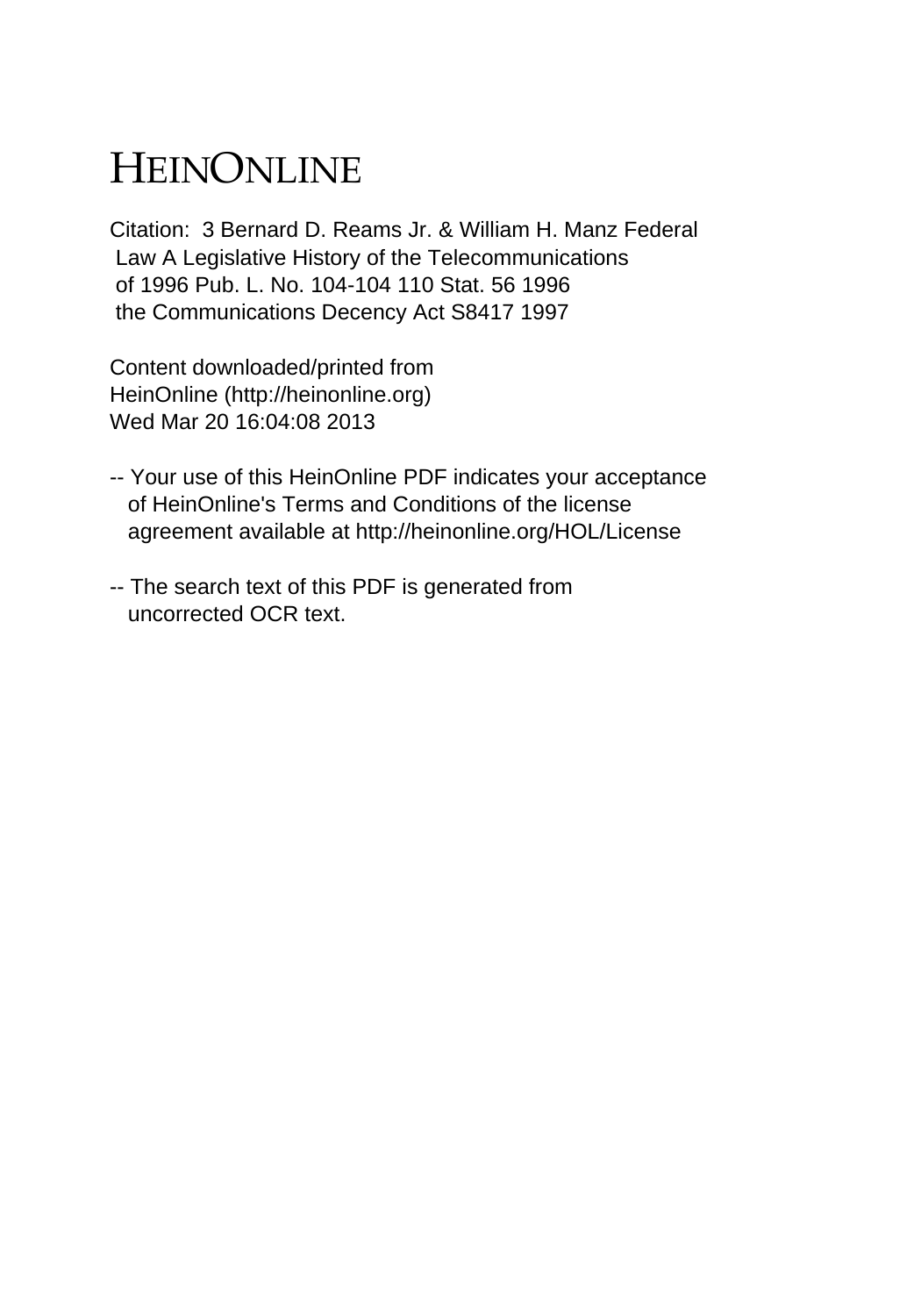# HEINONLINE

Citation: 3 Bernard D. Reams Jr. & William H. Manz Federal Law A Legislative History of the Telecommunications of 1996 Pub. L. No. 104-104 110 Stat. 56 1996 the Communications Decency Act S8417 1997

Content downloaded/printed from HeinOnline (http://heinonline.org) Wed Mar 20 16:04:08 2013

-- Your use of this HeinOnline PDF indicates your acceptance of HeinOnline's Terms and Conditions of the license agreement available at http://heinonline.org/HOL/License

-- The search text of this PDF is generated from uncorrected OCR text.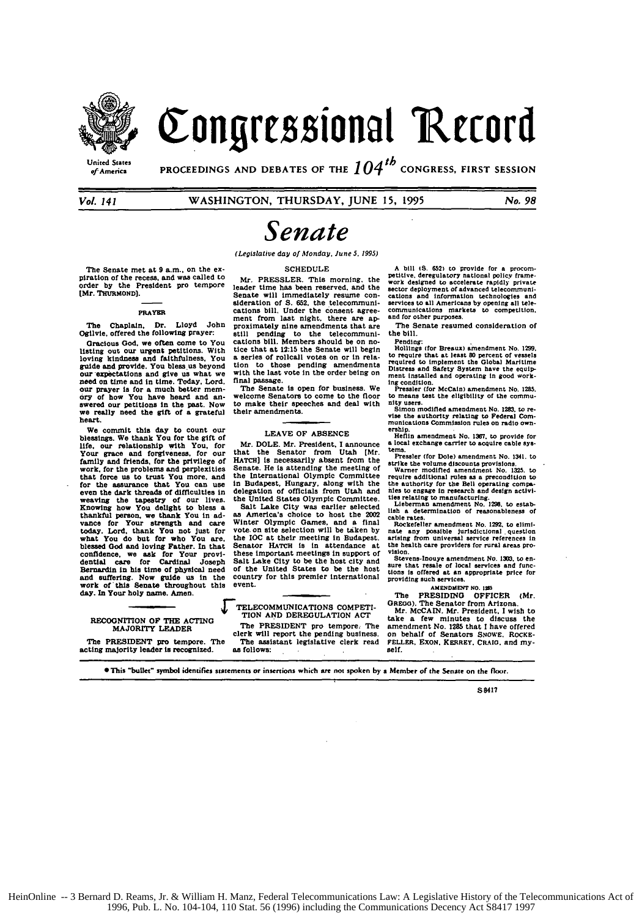# Congressional Record

United States of America

PROCEEDINGS AND DEBATES OF THE $104^{th}$ CONGRESS, FIRST SESSION

Vol. 141 — WASHINGTON, THURSDAY, JUNE 15, 1995 — No. 98

# Senate

*(Legislative day of Monday, June 5, 1995)*

The Senate met at 9 a.m., on the expiration of the recess, and was called to order by the President pro tempore [Mr. THURMOND].

## PRAYER

The Chaplain, Dr. Lloyd John Ogilvie, offered the following prayer:

Gracious God, we often come to You listing out our urgent petitions. With loving kindness and faithfulness, You guide and provide. You bless us beyond our expectations and give us what we need on time and in time. Today, Lord, our prayer is for a much better memory of how You have heard and answered our petitions in the past. Now we really need the gift of a grateful heart.

We commit this day to count our blessings. We thank You for the gift of life, our relationship with You, for Your grace and forgiveness, for our family and friends, for the privilege of work, for the problems and perplexities that force us to trust You more, and for the assurance that You can use even the dark threads of difficulties in weaving the tapestry of our lives. Knowing how You delight to bless a thankful person, we thank You in advance for Your strength and care today. Lord, thank You not just for what You do but for who You are, blessed God and loving Father. In that confidence, we ask for Your providential care for Cardinal Joseph Bernardin in his time of physical need and suffering. Now guide us in the work of this Senate throughout this day. In Your holy name. Amen.

## RECOGNITION OF THE ACTING MAJORITY LEADER

The PRESIDENT pro tempore. The acting majority leader is recognized.

## SCHEDULE

Mr. PRESSLER. This morning, the leader time has been reserved, and the Senate will immediately resume consideration of S. 652, the telecommunications bill. Under the consent agreement from last night, there are approximately nine amendments that are still pending to the telecommunications bill. Members should be on notice that at 12:15 the Senate will begin a series of rollcall votes on or in relation to those pending amendments with the last vote in the order being on final passage.

The Senate is open for business. We welcome Senators to come to the floor to make their speeches and deal with their amendments.

## LEAVE OF ABSENCE

Mr. DOLE. Mr. President, I announce that the Senator from Utah [Mr. HATCH] is necessarily absent from the Senate. He is attending the meeting of the International Olympic Committee in Budapest, Hungary, along with the delegation of officials from Utah and the United States Olympic Committee.

Salt Lake City was earlier selected as America's choice to host the 2002 Winter Olympic Games, and a final vote on site selection will be taken by the IOC at their meeting in Budapest. Senator HATCH is in attendance at these important meetings in support of Salt Lake City to be the host city and of the United States to be the host country for this premier international event.

## TELECOMMUNICATIONS COMPETITION AND DEREGULATION ACT

The PRESIDENT pro tempore. The clerk will report the pending business.

The assistant legislative clerk read as follows:

A bill (S. 652) to provide for a procompetitive, deregulatory national policy framework designed to accelerate rapidly private sector deployment of advanced telecommunications and information technologies and services to all Americans by opening all telecommunications markets to competition, and for other purposes.

The Senate resumed consideration of the bill.

Pending:

Hollings (for Breaux) amendment No. 1299, to require that at least 80 percent of vessels required to implement the Global Maritime Distress and Safety System have the equipment installed and operating in good working condition.

Pressler (for McCain) amendment No. 1285, to means test the eligibility of the community users.

Simon modified amendment No. 1283, to revise the authority relating to Federal Communications Commission rules on radio ownership.

Heflin amendment No. 1367, to provide for a local exchange carrier to acquire cable systems.

Pressler (for Dole) amendment No. 1341, to strike the volume discounts provisions.

Warner modified amendment No. 1325, to require additional rules as a precondition to the authority for the Bell operating companies to engage in research and design activities relating to manufacturing.

Lieberman amendment No. 1298, to establish a determination of reasonableness of cable rates.

Rockefeller amendment No. 1292, to eliminate any possible jurisdictional question arising from universal service references in the health care providers for rural areas provision.

Stevens-Inouye amendment No. 1303, to ensure that resale of local services and functions is offered at an appropriate price for providing such services.

AMENDMENT NO. 1285

The PRESIDING OFFICER (Mr. GREGG). The Senator from Arizona.

Mr. McCAIN. Mr. President, I wish to take a few minutes to discuss the amendment No. 1285 that I have offered on behalf of Senators SNOWE, ROCKEFELLER, EXON, KERREY, CRAIG, and myself.

● This "bullet" symbol identifies statements or insertions which are not spoken by a Member of the Senate on the floor.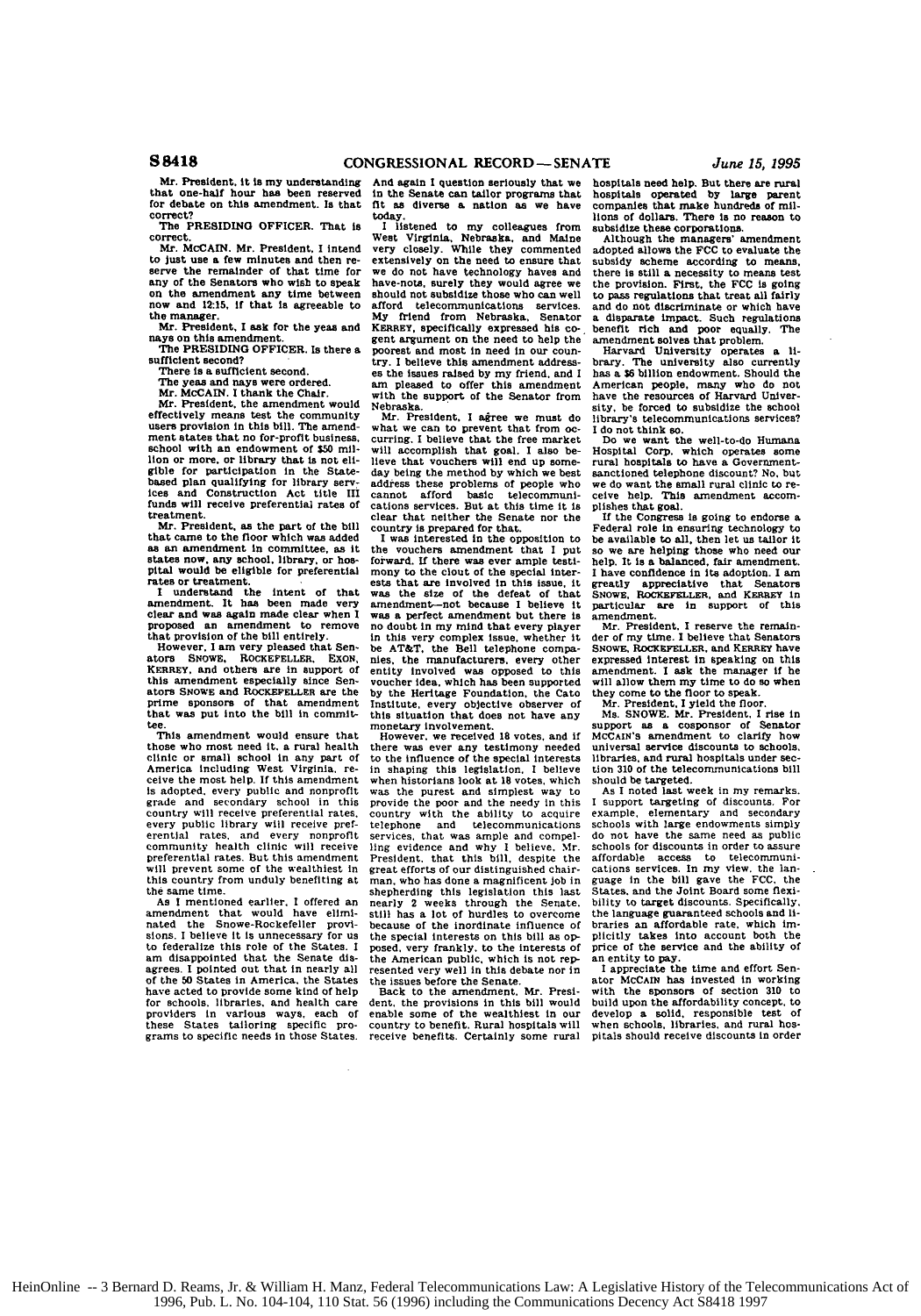Mr. President, it is my understanding that one-half hour has been reserved for debate on this amendment. Is that correct?

The PRESIDING OFFICER. That is correct.

Mr. McCAIN. Mr. President, I intend to just use a few minutes and then reserve the remainder of that time for any of the Senators who wish to speak on the amendment any time between now and 12:15, if that is agreeable to the manager.

Mr. President, I ask for the yeas and nays on this amendment.

The PRESIDING OFFICER. Is there a sufficient second?

There is a sufficient second.

The yeas and nays were ordered.

Mr. McCAIN. I thank the Chair.

Mr. President, the amendment would effectively means test the community users provision in this bill. The amendment states that no for-profit business, school with an endowment of $50 million or more, or library that is not eligible for participation in the State-based plan qualifying for library services and Construction Act title III funds will receive preferential rates of treatment.

Mr. President, as the part of the bill that came to the floor which was added as an amendment in committee, as it states now, any school, library, or hospital would be eligible for preferential rates or treatment.

I understand the intent of that amendment. It has been made very clear and was again made clear when I proposed an amendment to remove that provision of the bill entirely.

However, I am very pleased that Senators SNOWE, ROCKEFELLER, EXON, KERREY, and others are in support of this amendment especially since Senators SNOWE and ROCKEFELLER are the prime sponsors of that amendment that was put into the bill in committee.

This amendment would ensure that those who most need it, a rural health clinic or small school in any part of America including West Virginia, receive the most help. If this amendment is adopted, every public and nonprofit grade and secondary school in this country will receive preferential rates, every public library will receive preferential rates, and every nonprofit community health clinic will receive preferential rates. But this amendment will prevent some of the wealthiest in this country from unduly benefiting at the same time.

As I mentioned earlier, I offered an amendment that would have eliminated the Snowe-Rockefeller provisions. I believe it is unnecessary for us to federalize this role of the States. I am disappointed that the Senate disagrees. I pointed out that in nearly all of the 50 States in America, the States have acted to provide some kind of help for schools, libraries, and health care providers in various ways, each of these States tailoring specific programs to specific needs in those States. And again I question seriously that we in the Senate can tailor programs that fit as diverse a nation as we have today.

I listened to my colleagues from West Virginia, Nebraska, and Maine very closely. While they commented extensively on the need to ensure that we do not have technology haves and have-nots, surely they would agree we should not subsidize those who can well afford telecommunications services. My friend from Nebraska, Senator KERREY, specifically expressed his cogent argument on the need to help the poorest and most in need in our country. I believe this amendment addresses the issues raised by my friend, and I am pleased to offer this amendment with the support of the Senator from Nebraska.

Mr. President, I agree we must do what we can to prevent that from occurring. I believe that the free market will accomplish that goal. I also believe that vouchers will end up someday being the method by which we best address these problems of people who cannot afford basic telecommunications services. But at this time it is clear that neither the Senate nor the country is prepared for that.

I was interested in the opposition to the vouchers amendment that I put forward. If there was ever ample testimony to the clout of the special interests that are involved in this issue, it was the size of the defeat of that amendment—not because I believe it was a perfect amendment but there is no doubt in my mind that every player in this very complex issue, whether it be AT&T, the Bell telephone companies, the manufacturers, every other entity involved was opposed to this voucher idea, which has been supported by the Heritage Foundation, the Cato Institute, every objective observer of this situation that does not have any monetary involvement.

However, we received 18 votes, and if there was ever any testimony needed to the influence of the special interests in shaping this legislation, I believe when historians look at 18 votes, which was the purest and simplest way to provide the poor and the needy in this country with the ability to acquire telephone and telecommunications services, that was ample and compelling evidence and why I believe, Mr. President, that this bill, despite the great efforts of our distinguished chairman, who has done a magnificent job in shepherding this legislation this last nearly 2 weeks through the Senate, still has a lot of hurdles to overcome because of the inordinate influence of the special interests on this bill as opposed, very frankly, to the interests of the American public, which is not represented very well in this debate nor in the issues before the Senate.

Back to the amendment, Mr. President, the provisions in this bill would enable some of the wealthiest in our country to benefit. Rural hospitals will receive benefits. Certainly some rural hospitals need help. But there are rural hospitals operated by large parent companies that make hundreds of millions of dollars. There is no reason to subsidize these corporations.

Although the managers' amendment adopted allows the FCC to evaluate the subsidy scheme according to means, there is still a necessity to means test the provision. First, the FCC is going to pass regulations that treat all fairly and do not discriminate or which have a disparate impact. Such regulations benefit rich and poor equally. The amendment solves that problem.

Harvard University operates a library. The university also currently has a $6 billion endowment. Should the American people, many who do not have the resources of Harvard University, be forced to subsidize the school library's telecommunications services? I do not think so.

Do we want the well-to-do Humana Hospital Corp. which operates some rural hospitals to have a Government-sanctioned telephone discount? No, but we do want the small rural clinic to receive help. This amendment accomplishes that goal.

If the Congress is going to endorse a Federal role in ensuring technology to be available to all, then let us tailor it so we are helping those who need our help. It is a balanced, fair amendment. I have confidence in its adoption. I am greatly appreciative that Senators SNOWE, ROCKEFELLER, and KERREY in particular are in support of this amendment.

Mr. President, I reserve the remainder of my time. I believe that Senators SNOWE, ROCKEFELLER, and KERREY have expressed interest in speaking on this amendment. I ask the manager if he will allow them my time to do so when they come to the floor to speak.

Mr. President, I yield the floor.

Ms. SNOWE. Mr. President, I rise in support as a cosponsor of Senator McCAIN's amendment to clarify how universal service discounts to schools, libraries, and rural hospitals under section 310 of the telecommunications bill should be targeted.

As I noted last week in my remarks, I support targeting of discounts. For example, elementary and secondary schools with large endowments simply do not have the same need as public schools for discounts in order to assure affordable access to telecommunications services. In my view, the language in the bill gave the FCC, the States, and the Joint Board some flexibility to target discounts. Specifically, the language guaranteed schools and libraries an affordable rate, which implicitly takes into account both the price of the service and the ability of an entity to pay.

I appreciate the time and effort Senator McCAIN has invested in working with the sponsors of section 310 to build upon the affordability concept, to develop a solid, responsible test of when schools, libraries, and rural hospitals should receive discounts in order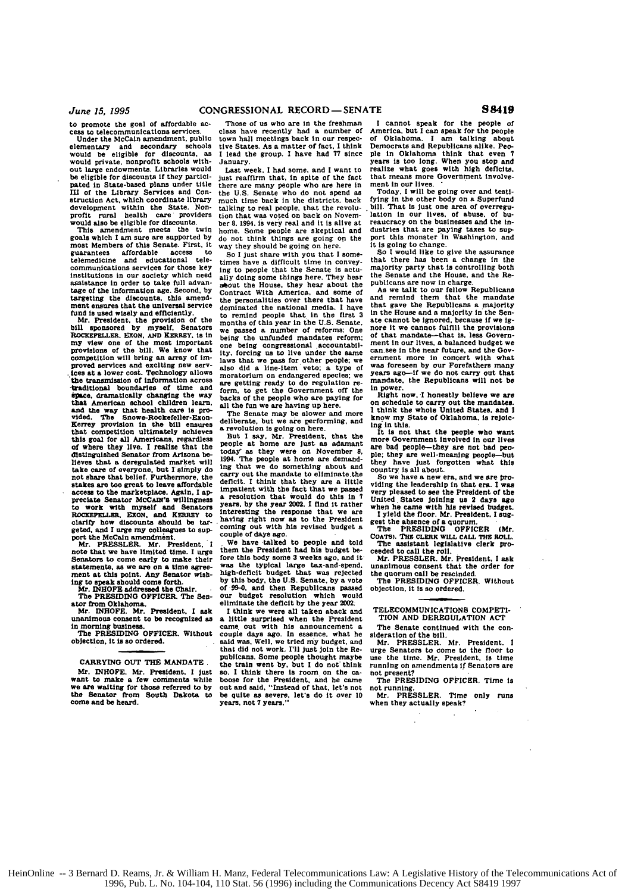to promote the goal of affordable access to telecommunications services.

Under the McCain amendment, public elementary and secondary schools would be eligible for discounts, as would private, nonprofit schools without large endowments. Libraries would be eligible for discounts if they participated in State-based plans under title III of the Library Services and Construction Act, which coordinate library development within the State. Nonprofit rural health care providers would also be eligible for discounts.

This amendment meets the twin goals which I am sure are supported by most Members of this Senate. First, it guarantees affordable access to telemedicine and educational telecommunications services for those key institutions in our society which need assistance in order to take full advantage of the information age. Second, by targeting the discounts, this amendment ensures that the universal service fund is used wisely and efficiently.

Mr. President, the provision of the bill sponsored by myself, Senators ROCKEFELLER, EXON, AND KERREY, is in my view one of the most important provisions of the bill. We know that competition will bring an array of improved services and exciting new services at a lower cost. Technology allows the transmission of information across traditional boundaries of time and space, dramatically changing the way that American school children learn, and the way that health care is provided. The Snowe-Rockefeller-Exon-Kerrey provision in the bill ensures that competition ultimately achieves this goal for all Americans, regardless of where they live. I realize that the distinguished Senator from Arizona believes that a deregulated market will take care of everyone, but I simply do not share that belief. Furthermore, the stakes are too great to leave affordable access to the marketplace. Again, I appreciate Senator MCCAIN'S willingness to work with myself and Senators ROCKEFELLER, EXON, and KERREY to clarify how discounts should be targeted, and I urge my colleagues to support the McCain amendment.

Mr. PRESSLER. Mr. President, I note that we have limited time. I urge Senators to come early to make their statements, as we are on a time agreement at this point. Any Senator wishing to speak should come forth.

Mr. INHOFE addressed the Chair.

The PRESIDING OFFICER. The Senator from Oklahoma.

Mr. INHOFE. Mr. President, I ask unanimous consent to be recognized as in morning business.

The PRESIDING OFFICER. Without objection, it is so ordered.

## CARRYING OUT THE MANDATE

Mr. INHOFE. Mr. President, I just want to make a few comments while we are waiting for those referred to by the Senator from South Dakota to come and be heard.

Those of us who are in the freshman class have recently had a number of town hall meetings back in our respective States. As a matter of fact, I think I lead the group. I have had 77 since January.

Last week, I had some, and I want to just reaffirm that, in spite of the fact there are many people who are here in the U.S. Senate who do not spend as much time back in the districts, back talking to real people, that the revolution that was voted on back on November 8, 1994, is very real and it is alive at home. Some people are skeptical and do not think things are going on the way they should be going on here.

So I just share with you that I sometimes have a difficult time in conveying to people that the Senate is actually doing some things here. They hear about the House, they hear about the Contract With America, and some of the personalities over there that have dominated the national media. I have to remind people that in the first 3 months of this year in the U.S. Senate, we passed a number of reforms: One being the unfunded mandates reform; one being congressional accountability, forcing us to live under the same laws that we pass for other people; we also did a line-item veto; a type of moratorium on endangered species; we are getting ready to do regulation reform, to get the Government off the backs of the people who are paying for all the fun we are having up here.

The Senate may be slower and more deliberate, but we are performing, and a revolution is going on here.

But I say, Mr. President, that the people at home are just as adamant today as they were on November 8, 1994. The people at home are demanding that we do something about and carry out the mandate to eliminate the deficit. I think that they are a little impatient with the fact that we passed a resolution that would do this in 7 years, by the year 2002. I find it rather interesting the response that we are having right now as to the President coming out with his revised budget a couple of days ago.

We have talked to people and told them the President had his budget before this body some 3 weeks ago, and it was the typical large tax-and-spend, high-deficit budget that was rejected by this body, the U.S. Senate, by a vote of 99-0, and then Republicans passed our budget resolution which would eliminate the deficit by the year 2002.

I think we were all taken aback and a little surprised when the President came out with his announcement a couple days ago. In essence, what he said was, Well, we tried my budget, and that did not work. I'll just join the Republicans. Some people thought maybe the train went by, but I do not think so. I think there is room on the caboose for the President, and he came out and said, "Instead of that, let's not be quite as severe, let's do it over 10 years, not 7 years."

I cannot speak for the people of America, but I can speak for the people of Oklahoma. I am talking about Democrats and Republicans alike. People in Oklahoma think that even 7 years is too long. When you stop and realize what goes with high deficits, that means more Government involvement in our lives.

Today, I will be going over and testifying in the other body on a Superfund bill. That is just one area of overregulation in our lives, of abuse, of bureaucracy on the businesses and the industries that are paying taxes to support this monster in Washington, and it is going to change.

So I would like to give the assurance that there has been a change in the majority party that is controlling both the Senate and the House, and the Republicans are now in charge.

As we talk to our fellow Republicans and remind them that the mandate that gave the Republicans a majority in the House and a majority in the Senate cannot be ignored, because if we ignore it we cannot fulfill the provisions of that mandate—that is, less Government in our lives, a balanced budget we can see in the near future, and the Government more in concert with what was foreseen by our Forefathers many years ago—if we do not carry out that mandate, the Republicans will not be in power.

Right now, I honestly believe we are on schedule to carry out the mandates. I think the whole United States, and I know my State of Oklahoma, is rejoicing in this.

It is not that the people who want more Government involved in our lives are bad people—they are not bad people; they are well-meaning people—but they have just forgotten what this country is all about.

So we have a new era, and we are providing the leadership in that era. I was very pleased to see the President of the United States joining us 2 days ago when he came with his revised budget.

I yield the floor. Mr. President, I suggest the absence of a quorum.

The PRESIDING OFFICER (Mr. COATS). THE CLERK WILL CALL THE ROLL.

The assistant legislative clerk proceeded to call the roll.

Mr. PRESSLER. Mr. President, I ask unanimous consent that the order for the quorum call be rescinded.

The PRESIDING OFFICER. Without objection, it is so ordered.

## TELECOMMUNICATIONS COMPETITION AND DEREGULATION ACT

The Senate continued with the consideration of the bill.

Mr. PRESSLER. Mr. President, I urge Senators to come to the floor to use the time. Mr. President, is time running on amendments if Senators are not present?

The PRESIDING OFFICER. Time is not running.

Mr. PRESSLER. Time only runs when they actually speak?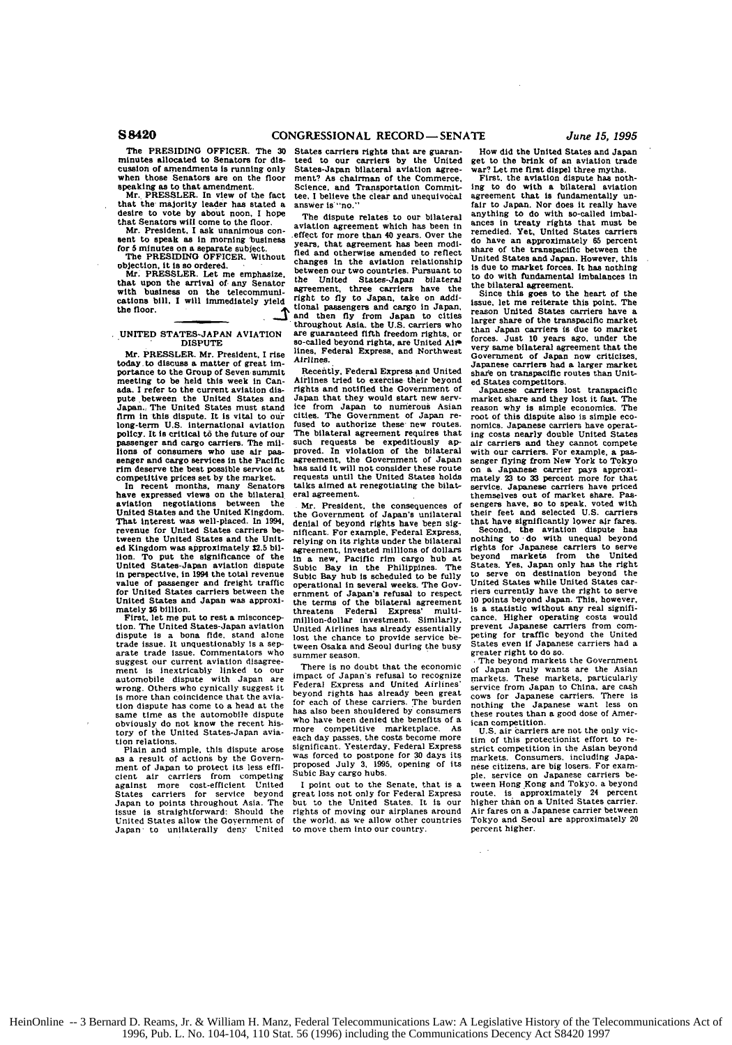The PRESIDING OFFICER. The 30 minutes allocated to Senators for discussion of amendments is running only when those Senators are on the floor speaking as to that amendment.

Mr. PRESSLER. In view of the fact that the majority leader has stated a desire to vote by about noon, I hope that Senators will come to the floor.

Mr. President, I ask unanimous consent to speak as in morning business for 5 minutes on a separate subject.

The PRESIDING OFFICER. Without objection, it is so ordered.

Mr. PRESSLER. Let me emphasize, that upon the arrival of any Senator with business on the telecommunications bill, I will immediately yield the floor.

## UNITED STATES-JAPAN AVIATION DISPUTE

Mr. PRESSLER. Mr. President, I rise today to discuss a matter of great importance to the Group of Seven summit meeting to be held this week in Canada. I refer to the current aviation dispute between the United States and Japan. The United States must stand firm in this dispute. It is vital to our long-term U.S. international aviation policy. It is critical to the future of our passenger and cargo carriers. The millions of consumers who use air passenger and cargo services in the Pacific rim deserve the best possible service at competitive prices set by the market.

In recent months, many Senators have expressed views on the bilateral aviation negotiations between the United States and the United Kingdom. That interest was well-placed. In 1994, revenue for United States carriers between the United States and the United Kingdom was approximately $2.5 billion. To put the significance of the United States-Japan aviation dispute in perspective, in 1994 the total revenue value of passenger and freight traffic for United States carriers between the United States and Japan was approximately $6 billion.

First, let me put to rest a misconception. The United States-Japan aviation dispute is a bona fide, stand alone trade issue. It unquestionably is a separate trade issue. Commentators who suggest our current aviation disagreement is inextricably linked to our automobile dispute with Japan are wrong. Others who cynically suggest it is more than coincidence that the aviation dispute has come to a head at the same time as the automobile dispute obviously do not know the recent history of the United States-Japan aviation relations.

Plain and simple, this dispute arose as a result of actions by the Government of Japan to protect its less efficient air carriers from competing against more cost-efficient United States carriers for service beyond Japan to points throughout Asia. The issue is straightforward: Should the United States allow the Government of Japan to unilaterally deny United States carriers rights that are guaranteed to our carriers by the United States-Japan bilateral aviation agreement? As chairman of the Commerce, Science, and Transportation Committee, I believe the clear and unequivocal answer is "no."

The dispute relates to our bilateral aviation agreement which has been in effect for more than 40 years. Over the years, that agreement has been modified and otherwise amended to reflect changes in the aviation relationship between our two countries. Pursuant to the United States-Japan bilateral agreement, three carriers have the right to fly to Japan, take on additional passengers and cargo in Japan, and then fly from Japan to cities throughout Asia. the U.S. carriers who are guaranteed fifth freedom rights, or so-called beyond rights, are United Airlines, Federal Express, and Northwest Airlines.

Recently, Federal Express and United Airlines tried to exercise their beyond rights and notified the Government of Japan that they would start new service from Japan to numerous Asian cities. The Government of Japan refused to authorize these new routes. The bilateral agreement requires that such requests be expeditiously approved. In violation of the bilateral agreement, the Government of Japan has said it will not consider these route requests until the United States holds talks aimed at renegotiating the bilateral agreement.

Mr. President, the consequences of the Government of Japan's unilateral denial of beyond rights have been significant. For example, Federal Express, relying on its rights under the bilateral agreement, invested millions of dollars in a new, Pacific rim cargo hub at Subic Bay in the Philippines. The Subic Bay hub is scheduled to be fully operational in several weeks. The Government of Japan's refusal to respect the terms of the bilateral agreement threatens Federal Express' multimillion-dollar investment. Similarly, United Airlines has already essentially lost the chance to provide service between Osaka and Seoul during the busy summer season.

There is no doubt that the economic impact of Japan's refusal to recognize Federal Express and United Airlines' beyond rights has already been great for each of these carriers. The burden has also been shouldered by consumers who have been denied the benefits of a more competitive marketplace. As each day passes, the costs become more significant. Yesterday, Federal Express was forced to postpone for 30 days its proposed July 3, 1995, opening of its Subic Bay cargo hubs.

I point out to the Senate, that is a great loss not only for Federal Express but to the United States. It is our rights of moving our airplanes around the world, as we allow other countries to move them into our country.

How did the United States and Japan get to the brink of an aviation trade war? Let me first dispel three myths.

First, the aviation dispute has nothing to do with so-called imbalances in treaty rights that must be remedied. Yet, United States carriers do have an approximately 65 percent share of the transpacific between the United States and Japan. However, this is due to market forces. It has nothing to do with fundamental imbalances in the bilateral agreement.

Since this goes to the heart of the issue, let me reiterate this point. The reason United States carriers have a larger share of the transpacific market than Japan carriers is due to market forces. Just 10 years ago, under the very same bilateral agreement that the Government of Japan now criticizes, Japanese carriers had a larger market share on transpacific routes than United States competitors.

Japanese carriers lost transpacific market share and they lost it fast. The reason why is simple economics. The root of this dispute also is simple economics. Japanese carriers have operating costs nearly double United States air carriers and they cannot compete with our carriers. For example, a passenger flying from New York to Tokyo on a Japanese carrier pays approximately 23 to 33 percent more for that service. Japanese carriers have priced themselves out of market share. Passengers have, so to speak, voted with their feet and selected U.S. carriers that have significantly lower air fares.

Second, the aviation dispute has nothing to do with unequal beyond rights for Japanese carriers to serve beyond markets from the United States. Yes, Japan only has the right to serve on destination beyond the United States while United States carriers currently have the right to serve 10 points beyond Japan. This, however, is a statistic without any real significance. Higher operating costs would prevent Japanese carriers from competing for traffic beyond the United States even if Japanese carriers had a greater right to do so.

The beyond markets the Government of Japan truly wants are the Asian markets. These markets, particularly service from Japan to China, are cash cows for Japanese carriers. There is nothing the Japanese want less on these routes than a good dose of American competition.

U.S. air carriers are not the only victim of this protectionist effort to restrict competition in the Asian beyond markets. Consumers, including Japanese citizens, are big losers. For example, service on Japanese carriers between Hong Kong and Tokyo, a beyond route, is approximately 24 percent higher than on a United States carrier. Air fares on a Japanese carrier between Tokyo and Seoul are approximately 20 percent higher.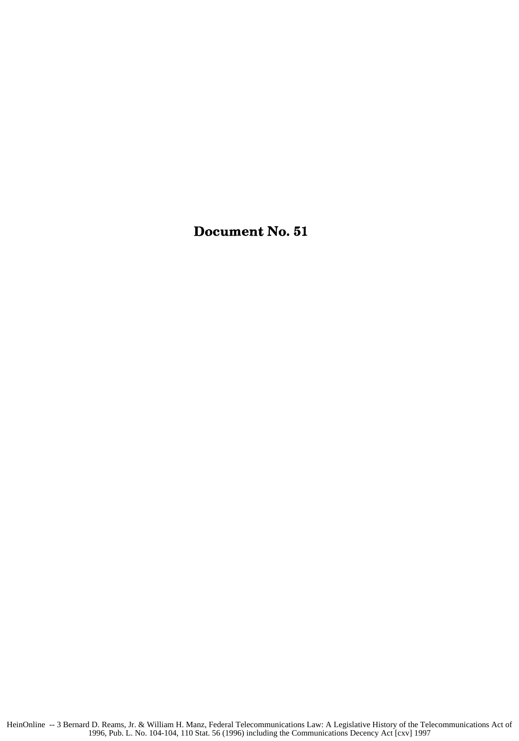# Document No. 51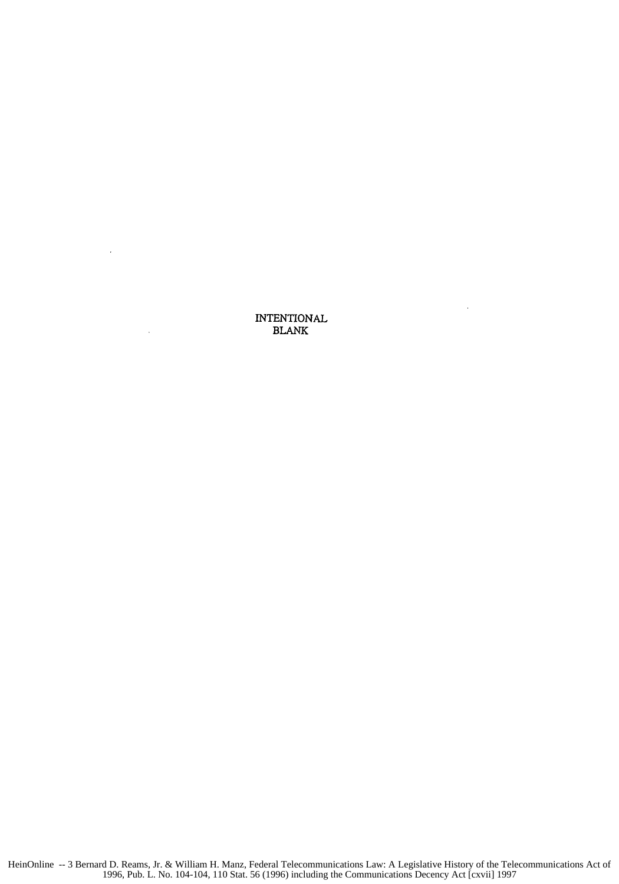INTENTIONAL
BLANK